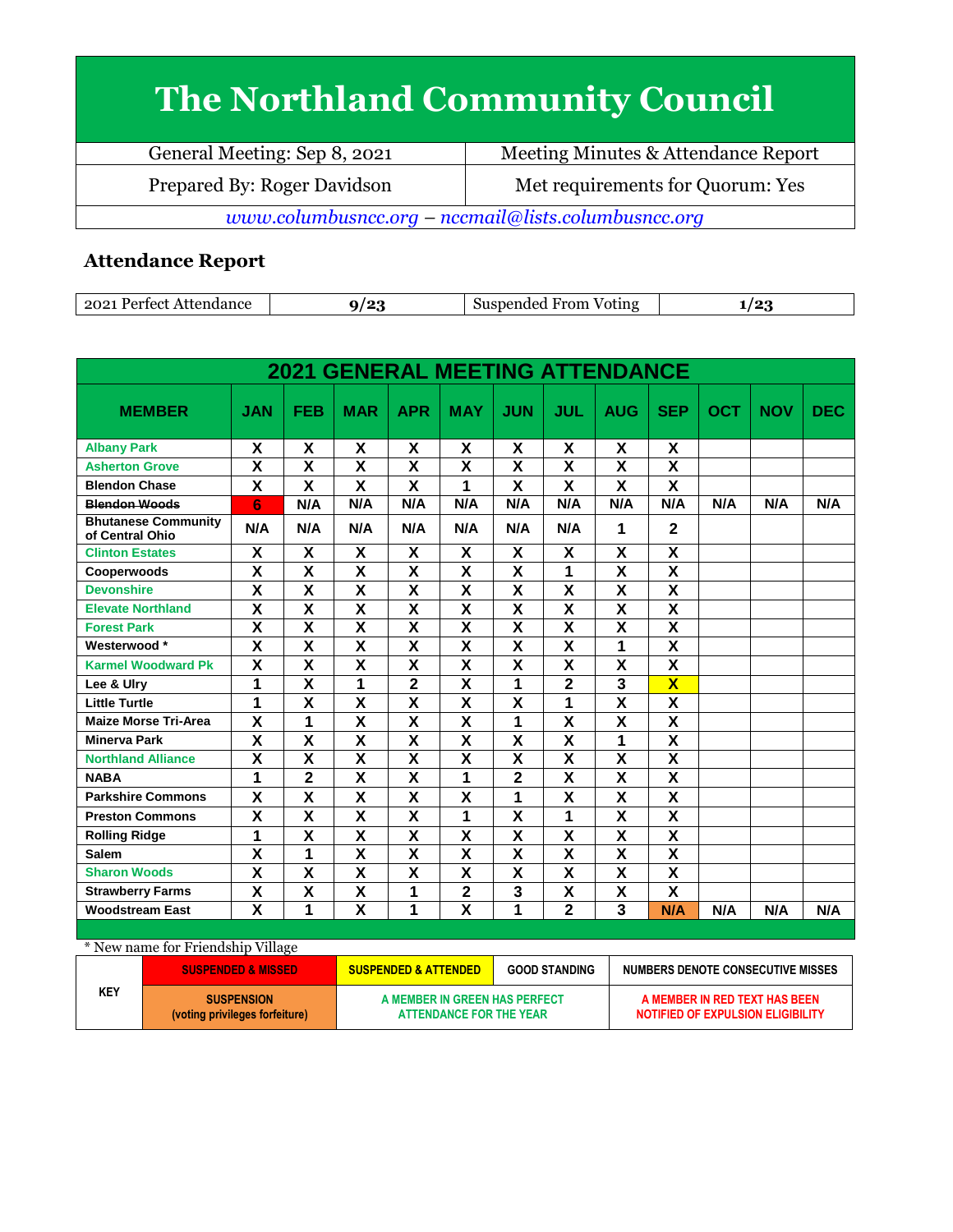# The Northland Community Council

| General Meeting: Sep 8, 2021 | Meeting Minutes & Attendance Report |
|---|---|
| Prepared By: Roger Davidson | Met requirements for Quorum: Yes |

*www.columbusncc.org – nccmail@lists.columbusncc.org*

## Attendance Report

| 2021 Perfect Attendance | 9/23 | Suspended From Voting | 1/23 |
|---|---|---|---|

| 2021 GENERAL MEETING ATTENDANCE | | | | | | | | | | | | |
|---|---|---|---|---|---|---|---|---|---|---|---|---|
| **MEMBER** | **JAN** | **FEB** | **MAR** | **APR** | **MAY** | **JUN** | **JUL** | **AUG** | **SEP** | **OCT** | **NOV** | **DEC** |
| Albany Park | X | X | X | X | X | X | X | X | X | | | |
| Asherton Grove | X | X | X | X | X | X | X | X | X | | | |
| Blendon Chase | X | X | X | X | 1 | X | X | X | X | | | |
| ~~Blendon Woods~~ | 6 | N/A | N/A | N/A | N/A | N/A | N/A | N/A | N/A | N/A | N/A | N/A |
| Bhutanese Community of Central Ohio | N/A | N/A | N/A | N/A | N/A | N/A | N/A | 1 | 2 | | | |
| Clinton Estates | X | X | X | X | X | X | X | X | X | | | |
| Cooperwoods | X | X | X | X | X | X | 1 | X | X | | | |
| Devonshire | X | X | X | X | X | X | X | X | X | | | |
| Elevate Northland | X | X | X | X | X | X | X | X | X | | | |
| Forest Park | X | X | X | X | X | X | X | X | X | | | |
| Westerwood * | X | X | X | X | X | X | X | 1 | X | | | |
| Karmel Woodward Pk | X | X | X | X | X | X | X | X | X | | | |
| Lee & Ulry | 1 | X | 1 | 2 | X | 1 | 2 | 3 | X | | | |
| Little Turtle | 1 | X | X | X | X | X | 1 | X | X | | | |
| Maize Morse Tri-Area | X | 1 | X | X | X | 1 | X | X | X | | | |
| Minerva Park | X | X | X | X | X | X | X | 1 | X | | | |
| Northland Alliance | X | X | X | X | X | X | X | X | X | | | |
| NABA | 1 | 2 | X | X | 1 | 2 | X | X | X | | | |
| Parkshire Commons | X | X | X | X | X | 1 | X | X | X | | | |
| Preston Commons | X | X | X | X | 1 | X | 1 | X | X | | | |
| Rolling Ridge | 1 | X | X | X | X | X | X | X | X | | | |
| Salem | X | 1 | X | X | X | X | X | X | X | | | |
| Sharon Woods | X | X | X | X | X | X | X | X | X | | | |
| Strawberry Farms | X | X | X | 1 | 2 | 3 | X | X | X | | | |
| Woodstream East | X | 1 | X | 1 | X | 1 | 2 | 3 | N/A | N/A | N/A | N/A |

\* New name for Friendship Village

| KEY | SUSPENDED & MISSED | SUSPENDED & ATTENDED | GOOD STANDING | NUMBERS DENOTE CONSECUTIVE MISSES |
|---|---|---|---|---|
| | SUSPENSION (voting privileges forfeiture) | A MEMBER IN GREEN HAS PERFECT ATTENDANCE FOR THE YEAR | | A MEMBER IN RED TEXT HAS BEEN NOTIFIED OF EXPULSION ELIGIBILITY |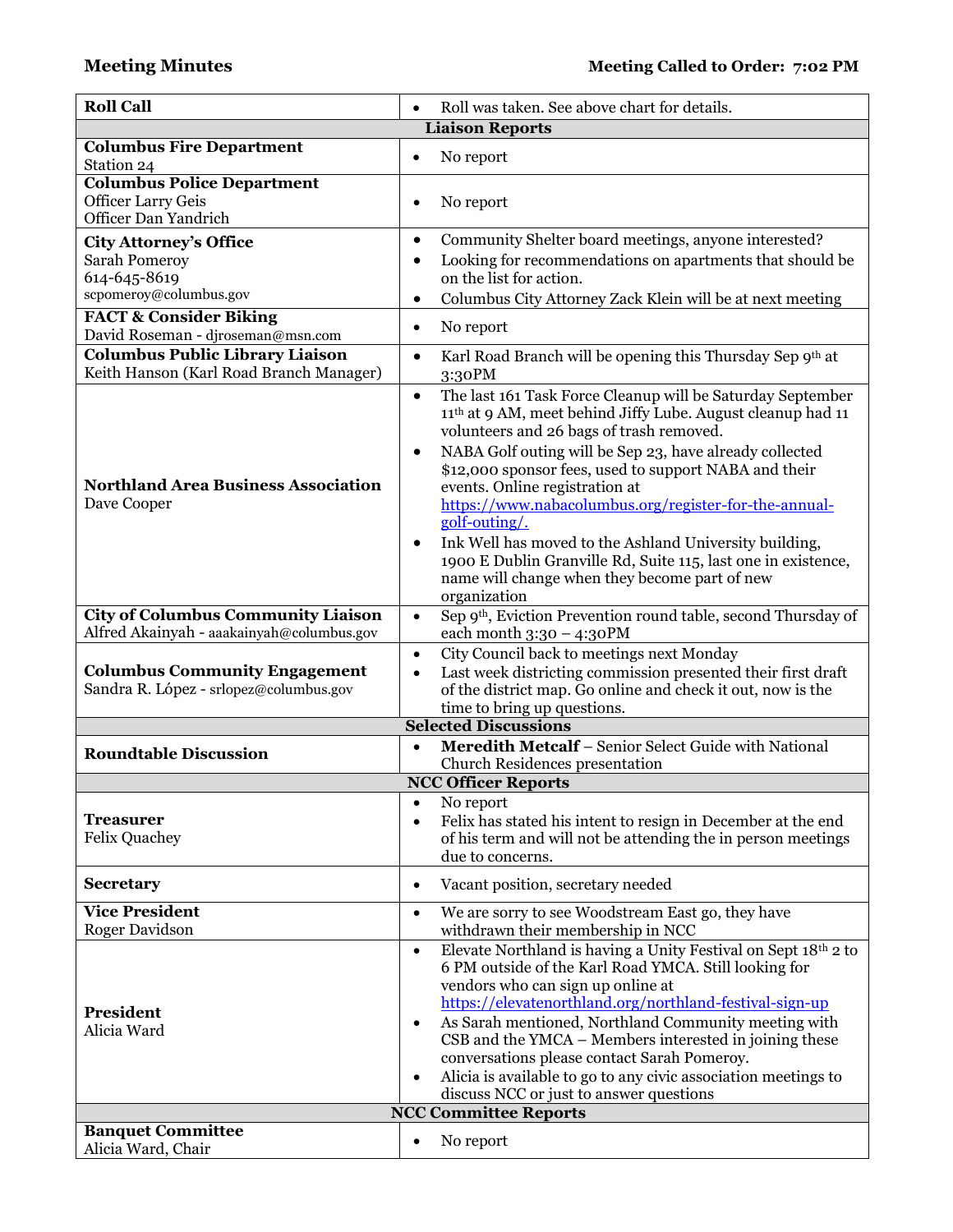**Meeting Minutes** **Meeting Called to Order: 7:02 PM**

| | |
|---|---|
| **Roll Call** | • Roll was taken. See above chart for details. |
| **Liaison Reports** | |
| **Columbus Fire Department**<br>Station 24 | • No report |
| **Columbus Police Department**<br>Officer Larry Geis<br>Officer Dan Yandrich | • No report |
| **City Attorney's Office**<br>Sarah Pomeroy<br>614-645-8619<br>scpomeroy@columbus.gov | • Community Shelter board meetings, anyone interested?<br>• Looking for recommendations on apartments that should be on the list for action.<br>• Columbus City Attorney Zack Klein will be at next meeting |
| **FACT & Consider Biking**<br>David Roseman - djroseman@msn.com | • No report |
| **Columbus Public Library Liaison**<br>Keith Hanson (Karl Road Branch Manager) | • Karl Road Branch will be opening this Thursday Sep 9th at 3:30PM |
| **Northland Area Business Association**<br>Dave Cooper | • The last 161 Task Force Cleanup will be Saturday September 11th at 9 AM, meet behind Jiffy Lube. August cleanup had 11 volunteers and 26 bags of trash removed.<br>• NABA Golf outing will be Sep 23, have already collected $12,000 sponsor fees, used to support NABA and their events. Online registration at https://www.nabacolumbus.org/register-for-the-annual-golf-outing/.<br>• Ink Well has moved to the Ashland University building, 1900 E Dublin Granville Rd, Suite 115, last one in existence, name will change when they become part of new organization |
| **City of Columbus Community Liaison**<br>Alfred Akainyah - aaakainyah@columbus.gov | • Sep 9th, Eviction Prevention round table, second Thursday of each month 3:30 – 4:30PM |
| **Columbus Community Engagement**<br>Sandra R. López - srlopez@columbus.gov | • City Council back to meetings next Monday<br>• Last week districting commission presented their first draft of the district map. Go online and check it out, now is the time to bring up questions. |
| **Selected Discussions** | |
| **Roundtable Discussion** | • **Meredith Metcalf** – Senior Select Guide with National Church Residences presentation |
| **NCC Officer Reports** | |
| **Treasurer**<br>Felix Quachey | • No report<br>• Felix has stated his intent to resign in December at the end of his term and will not be attending the in person meetings due to concerns. |
| **Secretary** | • Vacant position, secretary needed |
| **Vice President**<br>Roger Davidson | • We are sorry to see Woodstream East go, they have withdrawn their membership in NCC |
| **President**<br>Alicia Ward | • Elevate Northland is having a Unity Festival on Sept 18th 2 to 6 PM outside of the Karl Road YMCA. Still looking for vendors who can sign up online at https://elevatenorthland.org/northland-festival-sign-up<br>• As Sarah mentioned, Northland Community meeting with CSB and the YMCA – Members interested in joining these conversations please contact Sarah Pomeroy.<br>• Alicia is available to go to any civic association meetings to discuss NCC or just to answer questions |
| **NCC Committee Reports** | |
| **Banquet Committee**<br>Alicia Ward, Chair | • No report |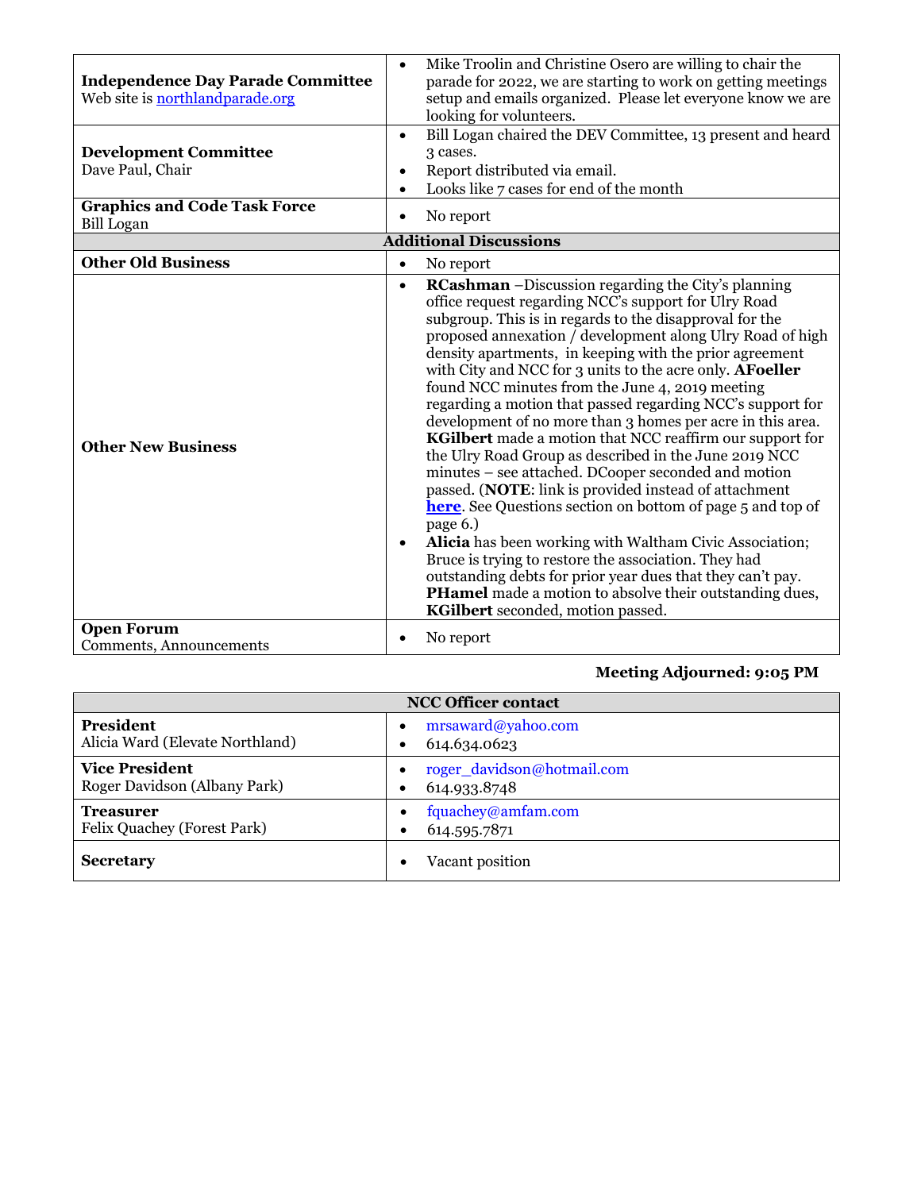| | |
|---|---|
| **Independence Day Parade Committee**<br>Web site is [northlandparade.org](northlandparade.org) | • Mike Troolin and Christine Osero are willing to chair the parade for 2022, we are starting to work on getting meetings setup and emails organized. Please let everyone know we are looking for volunteers. |
| **Development Committee**<br>Dave Paul, Chair | • Bill Logan chaired the DEV Committee, 13 present and heard 3 cases.<br>• Report distributed via email.<br>• Looks like 7 cases for end of the month |
| **Graphics and Code Task Force**<br>Bill Logan | • No report |
| **Additional Discussions** | |
| **Other Old Business** | • No report |
| **Other New Business** | • **RCashman** –Discussion regarding the City's planning office request regarding NCC's support for Ulry Road subgroup. This is in regards to the disapproval for the proposed annexation / development along Ulry Road of high density apartments, in keeping with the prior agreement with City and NCC for 3 units to the acre only. **AFoeller** found NCC minutes from the June 4, 2019 meeting regarding a motion that passed regarding NCC's support for development of no more than 3 homes per acre in this area. **KGilbert** made a motion that NCC reaffirm our support for the Ulry Road Group as described in the June 2019 NCC minutes – see attached. DCooper seconded and motion passed. (**NOTE**: link is provided instead of attachment **here**. See Questions section on bottom of page 5 and top of page 6.)<br>• **Alicia** has been working with Waltham Civic Association; Bruce is trying to restore the association. They had outstanding debts for prior year dues that they can't pay. **PHamel** made a motion to absolve their outstanding dues, **KGilbert** seconded, motion passed. |
| **Open Forum**<br>Comments, Announcements | • No report |

**Meeting Adjourned: 9:05 PM**

| **NCC Officer contact** | |
|---|---|
| **President**<br>Alicia Ward (Elevate Northland) | • mrsaward@yahoo.com<br>• 614.634.0623 |
| **Vice President**<br>Roger Davidson (Albany Park) | • roger_davidson@hotmail.com<br>• 614.933.8748 |
| **Treasurer**<br>Felix Quachey (Forest Park) | • fquachey@amfam.com<br>• 614.595.7871 |
| **Secretary** | • Vacant position |